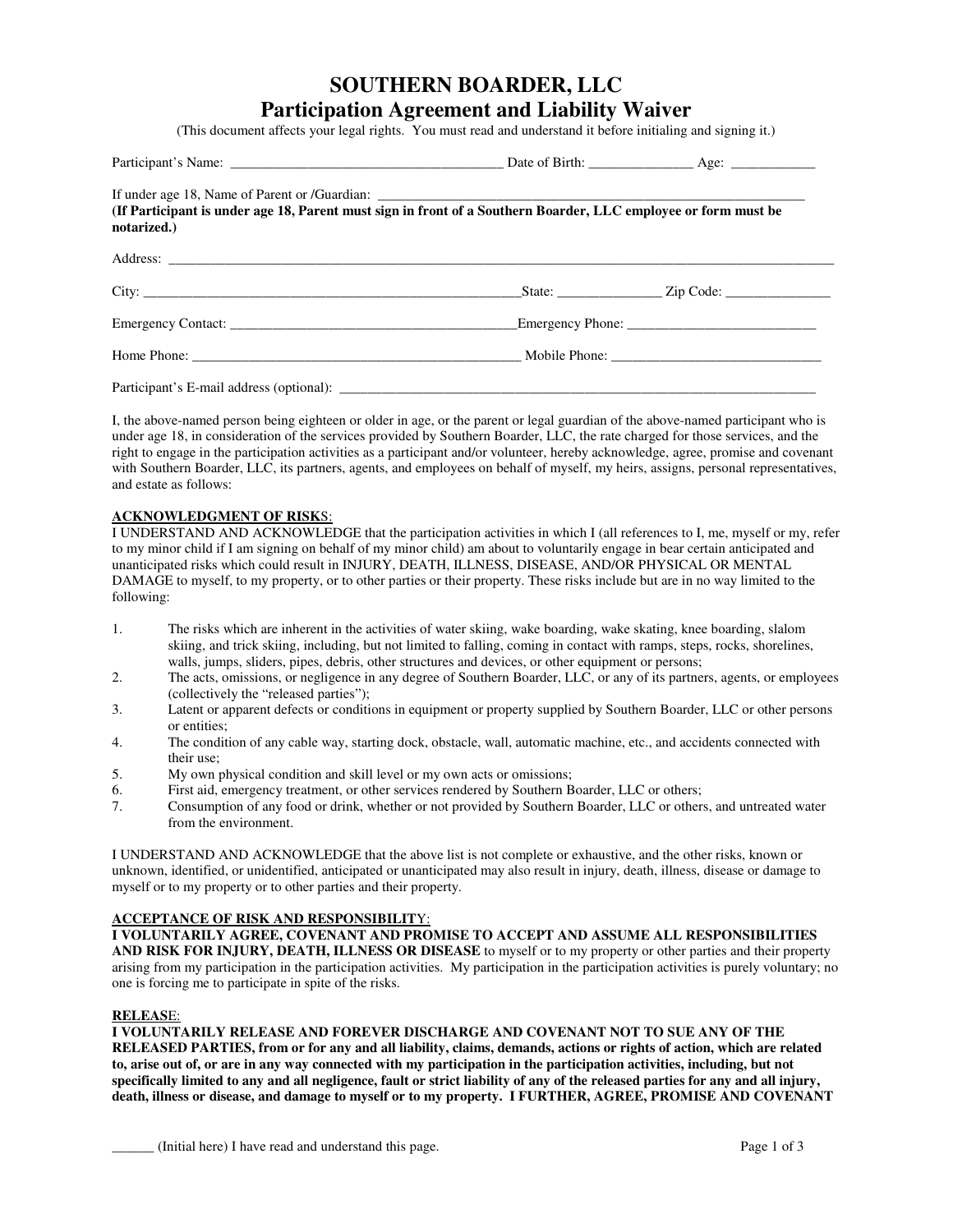# SOUTHERN BOARDER, LLC
## Participation Agreement and Liability Waiver

(This document affects your legal rights. You must read and understand it before initialing and signing it.)

Participant's Name: _______________________________________ Date of Birth: _______________ Age: ____________

If under age 18, Name of Parent or /Guardian: _______________________________________________________________

**(If Participant is under age 18, Parent must sign in front of a Southern Boarder, LLC employee or form must be notarized.)**

Address: ___________________________________________________________________________________________

City: ________________________________________________________State: _______________ Zip Code: _______________

Emergency Contact: ________________________________________Emergency Phone: ___________________________

Home Phone: _______________________________________________ Mobile Phone: ______________________________

Participant's E-mail address (optional): ______________________________________________________________________

I, the above-named person being eighteen or older in age, or the parent or legal guardian of the above-named participant who is under age 18, in consideration of the services provided by Southern Boarder, LLC, the rate charged for those services, and the right to engage in the participation activities as a participant and/or volunteer, hereby acknowledge, agree, promise and covenant with Southern Boarder, LLC, its partners, agents, and employees on behalf of myself, my heirs, assigns, personal representatives, and estate as follows:

**ACKNOWLEDGMENT OF RISKS:**

I UNDERSTAND AND ACKNOWLEDGE that the participation activities in which I (all references to I, me, myself or my, refer to my minor child if I am signing on behalf of my minor child) am about to voluntarily engage in bear certain anticipated and unanticipated risks which could result in INJURY, DEATH, ILLNESS, DISEASE, AND/OR PHYSICAL OR MENTAL DAMAGE to myself, to my property, or to other parties or their property. These risks include but are in no way limited to the following:

1. The risks which are inherent in the activities of water skiing, wake boarding, wake skating, knee boarding, slalom skiing, and trick skiing, including, but not limited to falling, coming in contact with ramps, steps, rocks, shorelines, walls, jumps, sliders, pipes, debris, other structures and devices, or other equipment or persons;
2. The acts, omissions, or negligence in any degree of Southern Boarder, LLC, or any of its partners, agents, or employees (collectively the "released parties");
3. Latent or apparent defects or conditions in equipment or property supplied by Southern Boarder, LLC or other persons or entities;
4. The condition of any cable way, starting dock, obstacle, wall, automatic machine, etc., and accidents connected with their use;
5. My own physical condition and skill level or my own acts or omissions;
6. First aid, emergency treatment, or other services rendered by Southern Boarder, LLC or others;
7. Consumption of any food or drink, whether or not provided by Southern Boarder, LLC or others, and untreated water from the environment.

I UNDERSTAND AND ACKNOWLEDGE that the above list is not complete or exhaustive, and the other risks, known or unknown, identified, or unidentified, anticipated or unanticipated may also result in injury, death, illness, disease or damage to myself or to my property or to other parties and their property.

**ACCEPTANCE OF RISK AND RESPONSIBILITY:**

**I VOLUNTARILY AGREE, COVENANT AND PROMISE TO ACCEPT AND ASSUME ALL RESPONSIBILITIES AND RISK FOR INJURY, DEATH, ILLNESS OR DISEASE** to myself or to my property or other parties and their property arising from my participation in the participation activities. My participation in the participation activities is purely voluntary; no one is forcing me to participate in spite of the risks.

**RELEASE:**

**I VOLUNTARILY RELEASE AND FOREVER DISCHARGE AND COVENANT NOT TO SUE ANY OF THE RELEASED PARTIES, from or for any and all liability, claims, demands, actions or rights of action, which are related to, arise out of, or are in any way connected with my participation in the participation activities, including, but not specifically limited to any and all negligence, fault or strict liability of any of the released parties for any and all injury, death, illness or disease, and damage to myself or to my property. I FURTHER, AGREE, PROMISE AND COVENANT**

______ (Initial here) I have read and understand this page.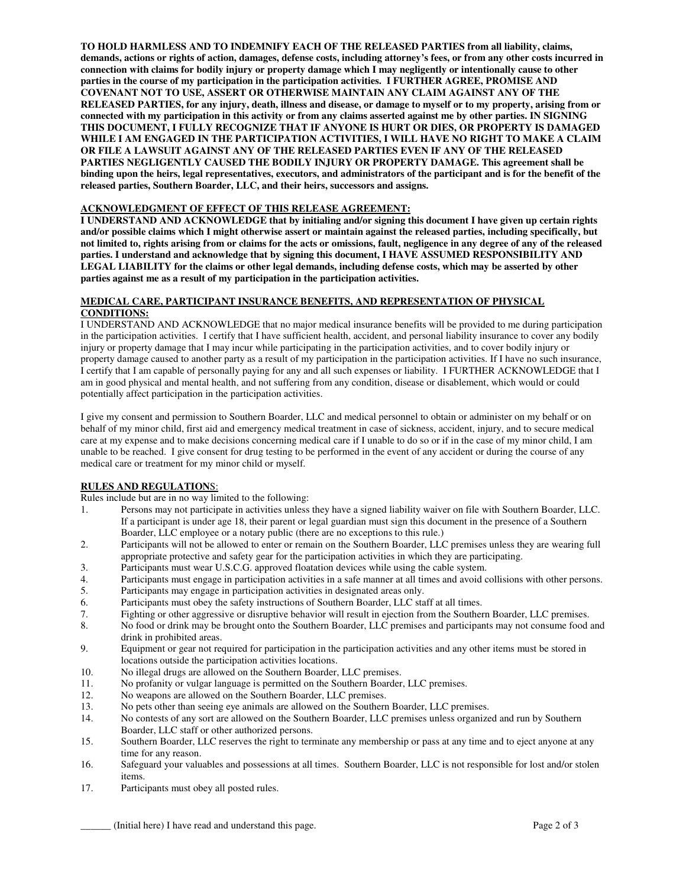**TO HOLD HARMLESS AND TO INDEMNIFY EACH OF THE RELEASED PARTIES from all liability, claims, demands, actions or rights of action, damages, defense costs, including attorney's fees, or from any other costs incurred in connection with claims for bodily injury or property damage which I may negligently or intentionally cause to other parties in the course of my participation in the participation activities. I FURTHER AGREE, PROMISE AND COVENANT NOT TO USE, ASSERT OR OTHERWISE MAINTAIN ANY CLAIM AGAINST ANY OF THE RELEASED PARTIES, for any injury, death, illness and disease, or damage to myself or to my property, arising from or connected with my participation in this activity or from any claims asserted against me by other parties. IN SIGNING THIS DOCUMENT, I FULLY RECOGNIZE THAT IF ANYONE IS HURT OR DIES, OR PROPERTY IS DAMAGED WHILE I AM ENGAGED IN THE PARTICIPATION ACTIVITIES, I WILL HAVE NO RIGHT TO MAKE A CLAIM OR FILE A LAWSUIT AGAINST ANY OF THE RELEASED PARTIES EVEN IF ANY OF THE RELEASED PARTIES NEGLIGENTLY CAUSED THE BODILY INJURY OR PROPERTY DAMAGE. This agreement shall be binding upon the heirs, legal representatives, executors, and administrators of the participant and is for the benefit of the released parties, Southern Boarder, LLC, and their heirs, successors and assigns.**

**ACKNOWLEDGMENT OF EFFECT OF THIS RELEASE AGREEMENT:**

**I UNDERSTAND AND ACKNOWLEDGE that by initialing and/or signing this document I have given up certain rights and/or possible claims which I might otherwise assert or maintain against the released parties, including specifically, but not limited to, rights arising from or claims for the acts or omissions, fault, negligence in any degree of any of the released parties. I understand and acknowledge that by signing this document, I HAVE ASSUMED RESPONSIBILITY AND LEGAL LIABILITY for the claims or other legal demands, including defense costs, which may be asserted by other parties against me as a result of my participation in the participation activities.**

**MEDICAL CARE, PARTICIPANT INSURANCE BENEFITS, AND REPRESENTATION OF PHYSICAL CONDITIONS:**

I UNDERSTAND AND ACKNOWLEDGE that no major medical insurance benefits will be provided to me during participation in the participation activities. I certify that I have sufficient health, accident, and personal liability insurance to cover any bodily injury or property damage that I may incur while participating in the participation activities, and to cover bodily injury or property damage caused to another party as a result of my participation in the participation activities. If I have no such insurance, I certify that I am capable of personally paying for any and all such expenses or liability. I FURTHER ACKNOWLEDGE that I am in good physical and mental health, and not suffering from any condition, disease or disablement, which would or could potentially affect participation in the participation activities.

I give my consent and permission to Southern Boarder, LLC and medical personnel to obtain or administer on my behalf or on behalf of my minor child, first aid and emergency medical treatment in case of sickness, accident, injury, and to secure medical care at my expense and to make decisions concerning medical care if I unable to do so or if in the case of my minor child, I am unable to be reached. I give consent for drug testing to be performed in the event of any accident or during the course of any medical care or treatment for my minor child or myself.

**RULES AND REGULATIONS:**

Rules include but are in no way limited to the following:

1. Persons may not participate in activities unless they have a signed liability waiver on file with Southern Boarder, LLC. If a participant is under age 18, their parent or legal guardian must sign this document in the presence of a Southern Boarder, LLC employee or a notary public (there are no exceptions to this rule.)
2. Participants will not be allowed to enter or remain on the Southern Boarder, LLC premises unless they are wearing full appropriate protective and safety gear for the participation activities in which they are participating.
3. Participants must wear U.S.C.G. approved floatation devices while using the cable system.
4. Participants must engage in participation activities in a safe manner at all times and avoid collisions with other persons.
5. Participants may engage in participation activities in designated areas only.
6. Participants must obey the safety instructions of Southern Boarder, LLC staff at all times.
7. Fighting or other aggressive or disruptive behavior will result in ejection from the Southern Boarder, LLC premises.
8. No food or drink may be brought onto the Southern Boarder, LLC premises and participants may not consume food and drink in prohibited areas.
9. Equipment or gear not required for participation in the participation activities and any other items must be stored in locations outside the participation activities locations.
10. No illegal drugs are allowed on the Southern Boarder, LLC premises.
11. No profanity or vulgar language is permitted on the Southern Boarder, LLC premises.
12. No weapons are allowed on the Southern Boarder, LLC premises.
13. No pets other than seeing eye animals are allowed on the Southern Boarder, LLC premises.
14. No contests of any sort are allowed on the Southern Boarder, LLC premises unless organized and run by Southern Boarder, LLC staff or other authorized persons.
15. Southern Boarder, LLC reserves the right to terminate any membership or pass at any time and to eject anyone at any time for any reason.
16. Safeguard your valuables and possessions at all times. Southern Boarder, LLC is not responsible for lost and/or stolen items.
17. Participants must obey all posted rules.

______ (Initial here) I have read and understand this page.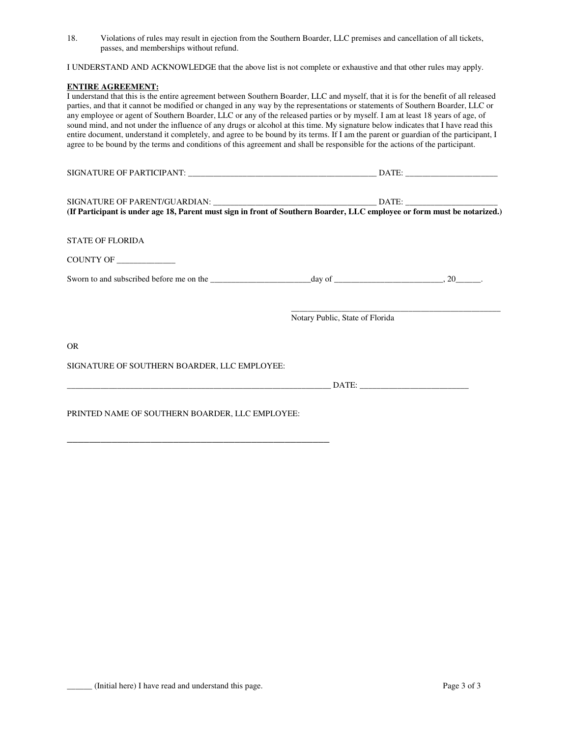18. Violations of rules may result in ejection from the Southern Boarder, LLC premises and cancellation of all tickets, passes, and memberships without refund.

I UNDERSTAND AND ACKNOWLEDGE that the above list is not complete or exhaustive and that other rules may apply.

**ENTIRE AGREEMENT:**

I understand that this is the entire agreement between Southern Boarder, LLC and myself, that it is for the benefit of all released parties, and that it cannot be modified or changed in any way by the representations or statements of Southern Boarder, LLC or any employee or agent of Southern Boarder, LLC or any of the released parties or by myself. I am at least 18 years of age, of sound mind, and not under the influence of any drugs or alcohol at this time. My signature below indicates that I have read this entire document, understand it completely, and agree to be bound by its terms. If I am the parent or guardian of the participant, I agree to be bound by the terms and conditions of this agreement and shall be responsible for the actions of the participant.

SIGNATURE OF PARTICIPANT: ______________________________________________ DATE: ______________________

SIGNATURE OF PARENT/GUARDIAN: _______________________________________ DATE: ______________________

**(If Participant is under age 18, Parent must sign in front of Southern Boarder, LLC employee or form must be notarized.)**

STATE OF FLORIDA

COUNTY OF ______________

Sworn to and subscribed before me on the ________________________day of __________________________, 20______.

____________________________________________________

Notary Public, State of Florida

OR

SIGNATURE OF SOUTHERN BOARDER, LLC EMPLOYEE:

_________________________________________________________________ DATE: __________________________

PRINTED NAME OF SOUTHERN BOARDER, LLC EMPLOYEE:

_________________________________________________________________

______ (Initial here) I have read and understand this page.